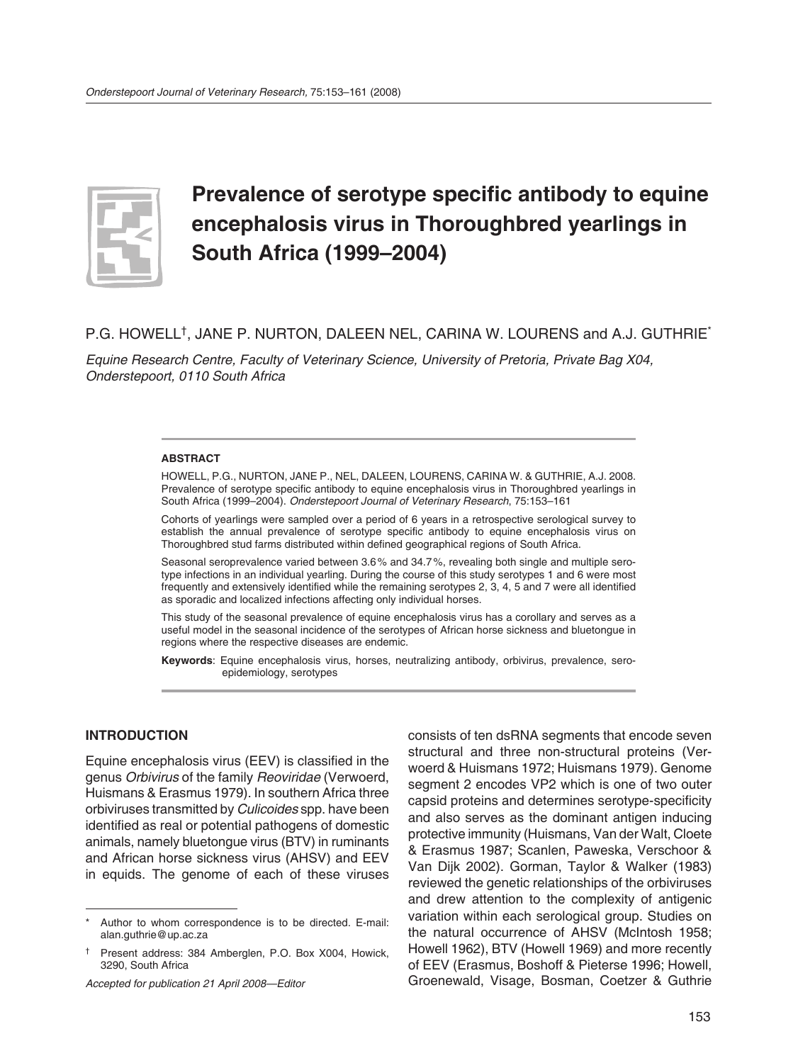# Prevalence of serotype specific antibody to equine encephalosis virus in Thoroughbred yearlings in South Africa (1999–2004)

P.G. HOWELL[†], JANE P. NURTON, DALEEN NEL, CARINA W. LOURENS and A.J. GUTHRIE[*]

*Equine Research Centre, Faculty of Veterinary Science, University of Pretoria, Private Bag X04, Onderstepoort, 0110 South Africa*

### ABSTRACT

HOWELL, P.G., NURTON, JANE P., NEL, DALEEN, LOURENS, CARINA W. & GUTHRIE, A.J. 2008. Prevalence of serotype specific antibody to equine encephalosis virus in Thoroughbred yearlings in South Africa (1999–2004). *Onderstepoort Journal of Veterinary Research*, 75:153–161

Cohorts of yearlings were sampled over a period of 6 years in a retrospective serological survey to establish the annual prevalence of serotype specific antibody to equine encephalosis virus on Thoroughbred stud farms distributed within defined geographical regions of South Africa.

Seasonal seroprevalence varied between 3.6 % and 34.7 %, revealing both single and multiple serotype infections in an individual yearling. During the course of this study serotypes 1 and 6 were most frequently and extensively identified while the remaining serotypes 2, 3, 4, 5 and 7 were all identified as sporadic and localized infections affecting only individual horses.

This study of the seasonal prevalence of equine encephalosis virus has a corollary and serves as a useful model in the seasonal incidence of the serotypes of African horse sickness and bluetongue in regions where the respective diseases are endemic.

**Keywords**: Equine encephalosis virus, horses, neutralizing antibody, orbivirus, prevalence, sero-epidemiology, serotypes

## INTRODUCTION

Equine encephalosis virus (EEV) is classified in the genus *Orbivirus* of the family *Reoviridae* (Verwoerd, Huismans & Erasmus 1979). In southern Africa three orbiviruses transmitted by *Culicoides* spp. have been identified as real or potential pathogens of domestic animals, namely bluetongue virus (BTV) in ruminants and African horse sickness virus (AHSV) and EEV in equids. The genome of each of these viruses consists of ten dsRNA segments that encode seven structural and three non-structural proteins (Verwoerd & Huismans 1972; Huismans 1979). Genome segment 2 encodes VP2 which is one of two outer capsid proteins and determines serotype-specificity and also serves as the dominant antigen inducing protective immunity (Huismans, Van der Walt, Cloete & Erasmus 1987; Scanlen, Paweska, Verschoor & Van Dijk 2002). Gorman, Taylor & Walker (1983) reviewed the genetic relationships of the orbiviruses and drew attention to the complexity of antigenic variation within each serological group. Studies on the natural occurrence of AHSV (McIntosh 1958; Howell 1962), BTV (Howell 1969) and more recently of EEV (Erasmus, Boshoff & Pieterse 1996; Howell, Groenewald, Visage, Bosman, Coetzer & Guthrie

---

[*] Author to whom correspondence is to be directed. E-mail: alan.guthrie@up.ac.za

[†] Present address: 384 Amberglen, P.O. Box X004, Howick, 3290, South Africa

*Accepted for publication 21 April 2008—Editor*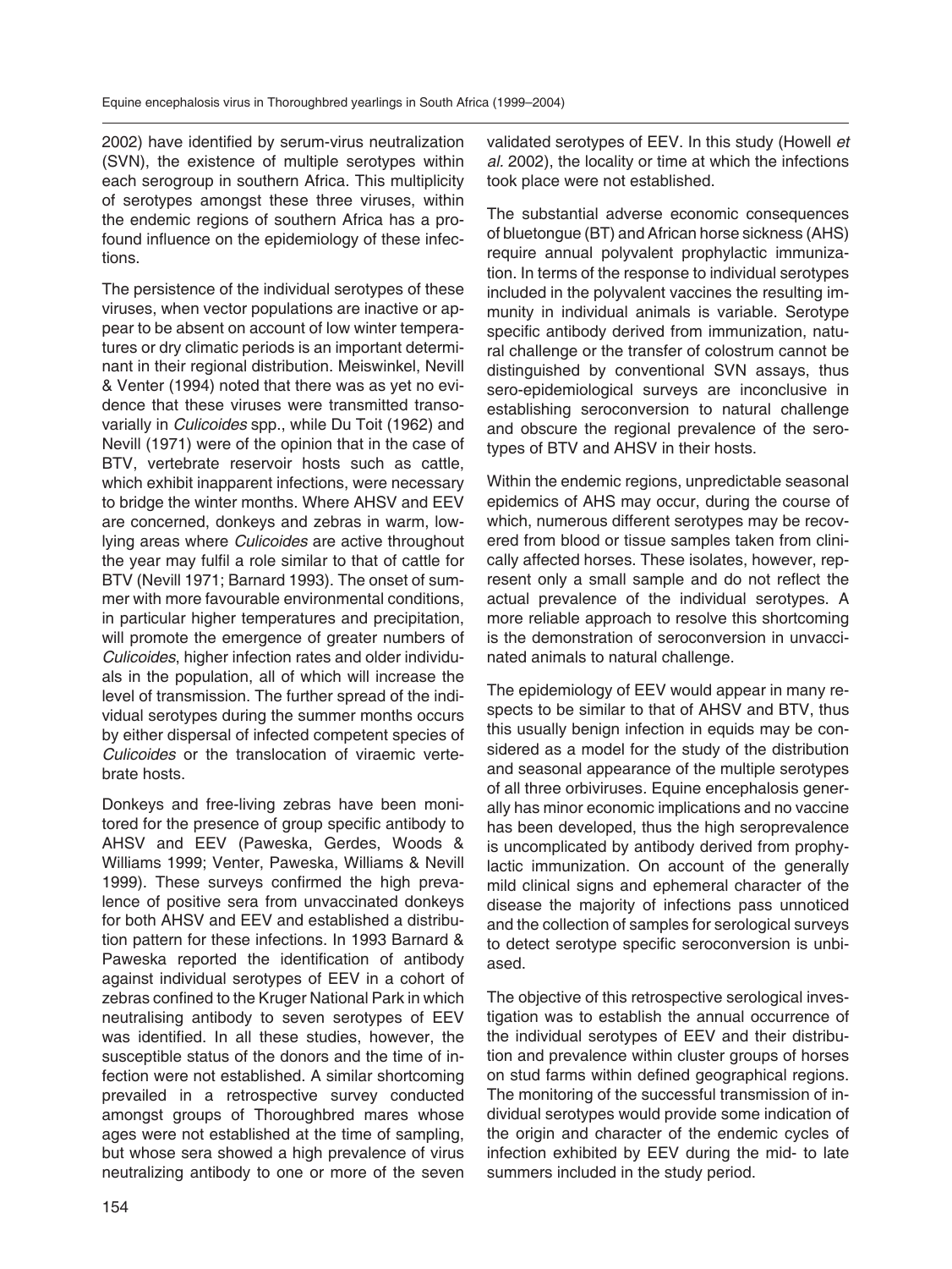2002) have identified by serum-virus neutralization (SVN), the existence of multiple serotypes within each serogroup in southern Africa. This multiplicity of serotypes amongst these three viruses, within the endemic regions of southern Africa has a profound influence on the epidemiology of these infections.

The persistence of the individual serotypes of these viruses, when vector populations are inactive or appear to be absent on account of low winter temperatures or dry climatic periods is an important determinant in their regional distribution. Meiswinkel, Nevill & Venter (1994) noted that there was as yet no evidence that these viruses were transmitted transovarially in *Culicoides* spp., while Du Toit (1962) and Nevill (1971) were of the opinion that in the case of BTV, vertebrate reservoir hosts such as cattle, which exhibit inapparent infections, were necessary to bridge the winter months. Where AHSV and EEV are concerned, donkeys and zebras in warm, low-lying areas where *Culicoides* are active throughout the year may fulfil a role similar to that of cattle for BTV (Nevill 1971; Barnard 1993). The onset of summer with more favourable environmental conditions, in particular higher temperatures and precipitation, will promote the emergence of greater numbers of *Culicoides*, higher infection rates and older individuals in the population, all of which will increase the level of transmission. The further spread of the individual serotypes during the summer months occurs by either dispersal of infected competent species of *Culicoides* or the translocation of viraemic vertebrate hosts.

Donkeys and free-living zebras have been monitored for the presence of group specific antibody to AHSV and EEV (Paweska, Gerdes, Woods & Williams 1999; Venter, Paweska, Williams & Nevill 1999). These surveys confirmed the high prevalence of positive sera from unvaccinated donkeys for both AHSV and EEV and established a distribution pattern for these infections. In 1993 Barnard & Paweska reported the identification of antibody against individual serotypes of EEV in a cohort of zebras confined to the Kruger National Park in which neutralising antibody to seven serotypes of EEV was identified. In all these studies, however, the susceptible status of the donors and the time of infection were not established. A similar shortcoming prevailed in a retrospective survey conducted amongst groups of Thoroughbred mares whose ages were not established at the time of sampling, but whose sera showed a high prevalence of virus neutralizing antibody to one or more of the seven validated serotypes of EEV. In this study (Howell *et al.* 2002), the locality or time at which the infections took place were not established.

The substantial adverse economic consequences of bluetongue (BT) and African horse sickness (AHS) require annual polyvalent prophylactic immunization. In terms of the response to individual serotypes included in the polyvalent vaccines the resulting immunity in individual animals is variable. Serotype specific antibody derived from immunization, natural challenge or the transfer of colostrum cannot be distinguished by conventional SVN assays, thus sero-epidemiological surveys are inconclusive in establishing seroconversion to natural challenge and obscure the regional prevalence of the serotypes of BTV and AHSV in their hosts.

Within the endemic regions, unpredictable seasonal epidemics of AHS may occur, during the course of which, numerous different serotypes may be recovered from blood or tissue samples taken from clinically affected horses. These isolates, however, represent only a small sample and do not reflect the actual prevalence of the individual serotypes. A more reliable approach to resolve this shortcoming is the demonstration of seroconversion in unvaccinated animals to natural challenge.

The epidemiology of EEV would appear in many respects to be similar to that of AHSV and BTV, thus this usually benign infection in equids may be considered as a model for the study of the distribution and seasonal appearance of the multiple serotypes of all three orbiviruses. Equine encephalosis generally has minor economic implications and no vaccine has been developed, thus the high seroprevalence is uncomplicated by antibody derived from prophylactic immunization. On account of the generally mild clinical signs and ephemeral character of the disease the majority of infections pass unnoticed and the collection of samples for serological surveys to detect serotype specific seroconversion is unbiased.

The objective of this retrospective serological investigation was to establish the annual occurrence of the individual serotypes of EEV and their distribution and prevalence within cluster groups of horses on stud farms within defined geographical regions. The monitoring of the successful transmission of individual serotypes would provide some indication of the origin and character of the endemic cycles of infection exhibited by EEV during the mid- to late summers included in the study period.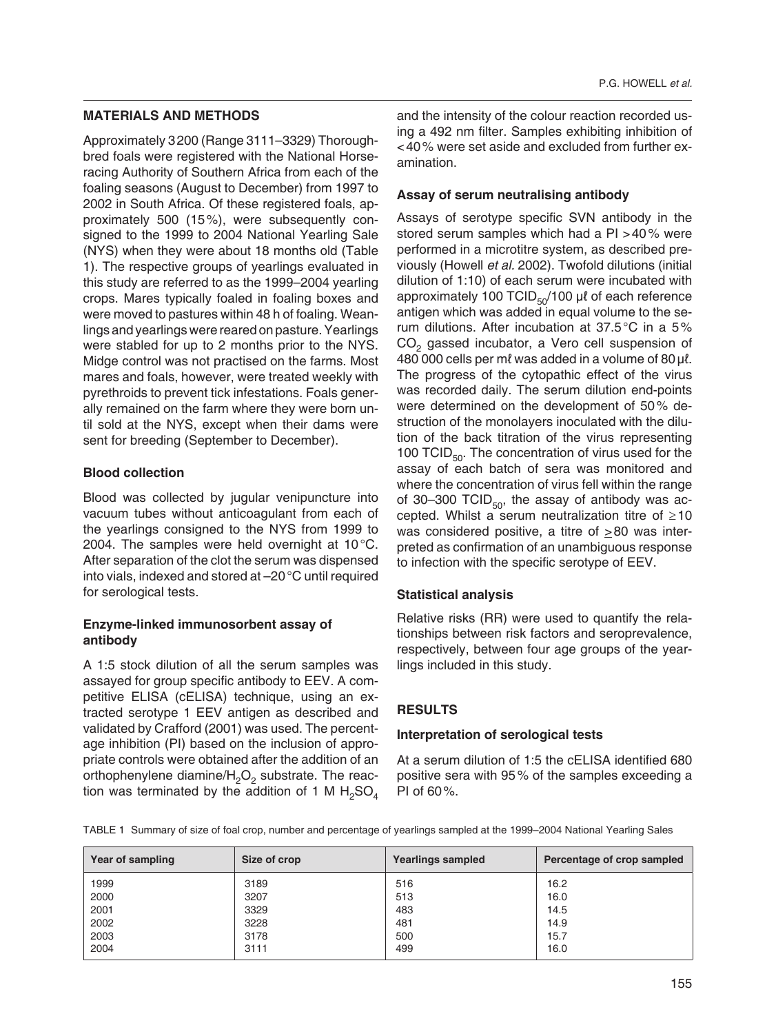## MATERIALS AND METHODS

Approximately 3200 (Range 3111–3329) Thoroughbred foals were registered with the National Horseracing Authority of Southern Africa from each of the foaling seasons (August to December) from 1997 to 2002 in South Africa. Of these registered foals, approximately 500 (15%), were subsequently consigned to the 1999 to 2004 National Yearling Sale (NYS) when they were about 18 months old (Table 1). The respective groups of yearlings evaluated in this study are referred to as the 1999–2004 yearling crops. Mares typically foaled in foaling boxes and were moved to pastures within 48 h of foaling. Weanlings and yearlings were reared on pasture. Yearlings were stabled for up to 2 months prior to the NYS. Midge control was not practised on the farms. Most mares and foals, however, were treated weekly with pyrethroids to prevent tick infestations. Foals generally remained on the farm where they were born until sold at the NYS, except when their dams were sent for breeding (September to December).

### Blood collection

Blood was collected by jugular venipuncture into vacuum tubes without anticoagulant from each of the yearlings consigned to the NYS from 1999 to 2004. The samples were held overnight at 10 °C. After separation of the clot the serum was dispensed into vials, indexed and stored at –20 °C until required for serological tests.

### Enzyme-linked immunosorbent assay of antibody

A 1:5 stock dilution of all the serum samples was assayed for group specific antibody to EEV. A competitive ELISA (cELISA) technique, using an extracted serotype 1 EEV antigen as described and validated by Crafford (2001) was used. The percentage inhibition (PI) based on the inclusion of appropriate controls were obtained after the addition of an orthophenylene diamine/$H_2O_2$ substrate. The reaction was terminated by the addition of 1 M $H_2SO_4$ and the intensity of the colour reaction recorded using a 492 nm filter. Samples exhibiting inhibition of < 40 % were set aside and excluded from further examination.

### Assay of serum neutralising antibody

Assays of serotype specific SVN antibody in the stored serum samples which had a PI > 40 % were performed in a microtitre system, as described previously (Howell *et al.* 2002). Twofold dilutions (initial dilution of 1:10) of each serum were incubated with approximately 100 $TCID_{50}$/100 µℓ of each reference antigen which was added in equal volume to the serum dilutions. After incubation at 37.5 °C in a 5 % $CO_2$ gassed incubator, a Vero cell suspension of 480 000 cells per mℓ was added in a volume of 80 µℓ. The progress of the cytopathic effect of the virus was recorded daily. The serum dilution end-points were determined on the development of 50 % destruction of the monolayers inoculated with the dilution of the back titration of the virus representing 100 $TCID_{50}$. The concentration of virus used for the assay of each batch of sera was monitored and where the concentration of virus fell within the range of 30–300 $TCID_{50}$, the assay of antibody was accepted. Whilst a serum neutralization titre of $\geq 10$ was considered positive, a titre of $\geq 80$ was interpreted as confirmation of an unambiguous response to infection with the specific serotype of EEV.

### Statistical analysis

Relative risks (RR) were used to quantify the relationships between risk factors and seroprevalence, respectively, between four age groups of the yearlings included in this study.

## RESULTS

### Interpretation of serological tests

At a serum dilution of 1:5 the cELISA identified 680 positive sera with 95 % of the samples exceeding a PI of 60 %.

TABLE 1 Summary of size of foal crop, number and percentage of yearlings sampled at the 1999–2004 National Yearling Sales

| Year of sampling | Size of crop | Yearlings sampled | Percentage of crop sampled |
|---|---|---|---|
| 1999 | 3189 | 516 | 16.2 |
| 2000 | 3207 | 513 | 16.0 |
| 2001 | 3329 | 483 | 14.5 |
| 2002 | 3228 | 481 | 14.9 |
| 2003 | 3178 | 500 | 15.7 |
| 2004 | 3111 | 499 | 16.0 |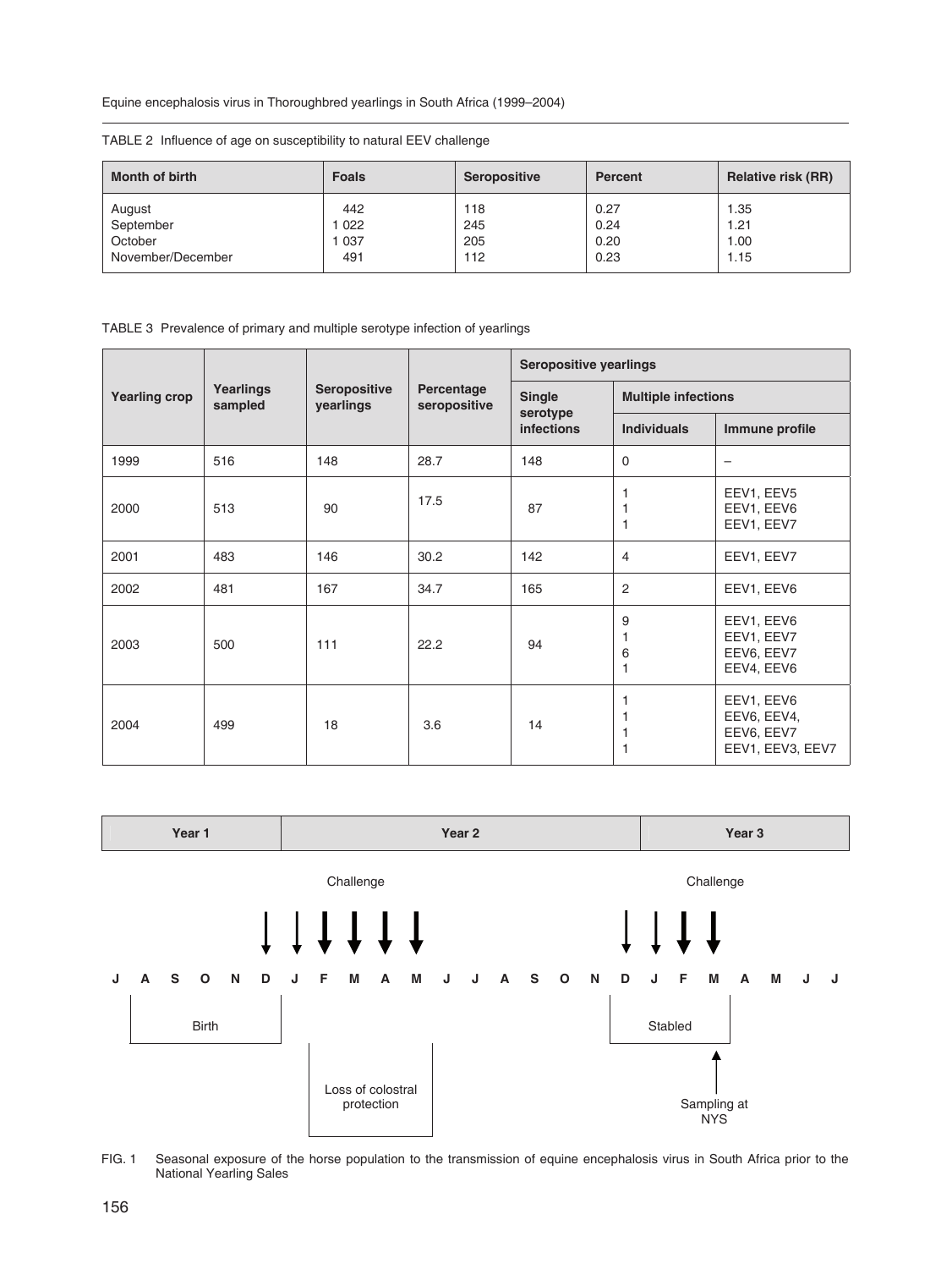TABLE 2 Influence of age on susceptibility to natural EEV challenge

| Month of birth | Foals | Seropositive | Percent | Relative risk (RR) |
|---|---|---|---|---|
| August | 442 | 118 | 0.27 | 1.35 |
| September | 1 022 | 245 | 0.24 | 1.21 |
| October | 1 037 | 205 | 0.20 | 1.00 |
| November/December | 491 | 112 | 0.23 | 1.15 |

TABLE 3 Prevalence of primary and multiple serotype infection of yearlings

| Yearling crop | Yearlings sampled | Seropositive yearlings | Percentage seropositive | Seropositive yearlings | | |
|---|---|---|---|---|---|---|
| | | | | Single serotype infections | Multiple infections | |
| | | | | | Individuals | Immune profile |
| 1999 | 516 | 148 | 28.7 | 148 | 0 | – |
| 2000 | 513 | 90 | 17.5 | 87 | 1<br>1<br>1 | EEV1, EEV5<br>EEV1, EEV6<br>EEV1, EEV7 |
| 2001 | 483 | 146 | 30.2 | 142 | 4 | EEV1, EEV7 |
| 2002 | 481 | 167 | 34.7 | 165 | 2 | EEV1, EEV6 |
| 2003 | 500 | 111 | 22.2 | 94 | 9<br>1<br>6<br>1 | EEV1, EEV6<br>EEV1, EEV7<br>EEV6, EEV7<br>EEV4, EEV6 |
| 2004 | 499 | 18 | 3.6 | 14 | 1<br>1<br>1<br>1 | EEV1, EEV6<br>EEV6, EEV4,<br>EEV6, EEV7<br>EEV1, EEV3, EEV7 |

| Year 1 | Year 2 | Year 3 |
|---|---|---|

Challenge — Challenge

J A S O N D J F M A M J J A S O N D J F M A M J J

Birth — Loss of colostral protection — Stabled — Sampling at NYS

FIG. 1 Seasonal exposure of the horse population to the transmission of equine encephalosis virus in South Africa prior to the National Yearling Sales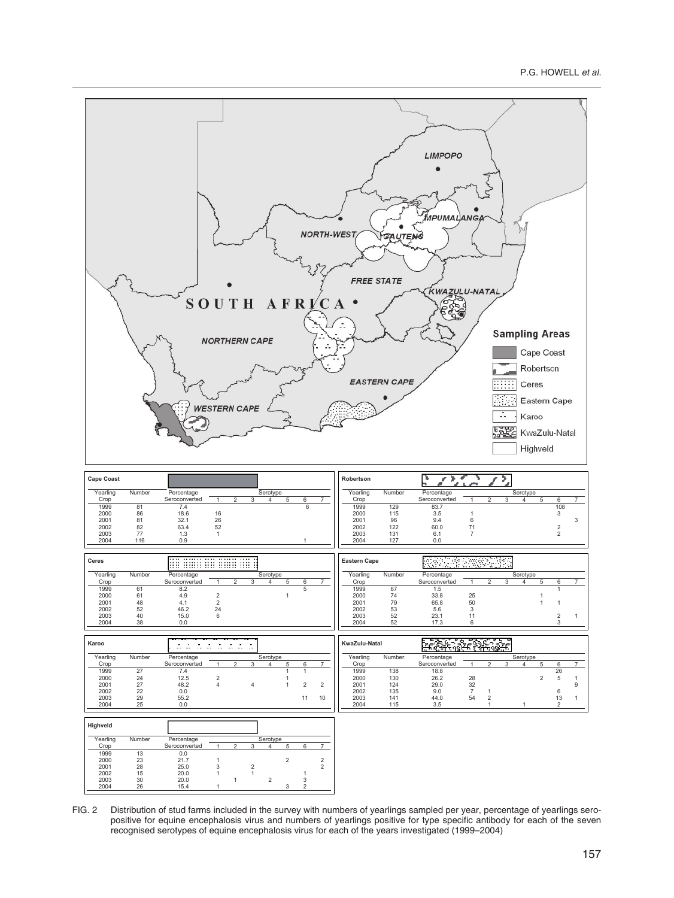**Cape Coast**

| Yearling Crop | Number | Percentage Seroconverted | Serotype 1 | 2 | 3 | 4 | 5 | 6 | 7 |
|---|---|---|---|---|---|---|---|---|---|
| 1999 | 81 | 7.4 | | | | | | 6 | |
| 2000 | 86 | 18.6 | 16 | | | | | | |
| 2001 | 81 | 32.1 | 26 | | | | | | |
| 2002 | 82 | 63.4 | 52 | | | | | | |
| 2003 | 77 | 1.3 | 1 | | | | | | |
| 2004 | 116 | 0.9 | | | | | | 1 | |

**Robertson**

| Yearling Crop | Number | Percentage Seroconverted | Serotype 1 | 2 | 3 | 4 | 5 | 6 | 7 |
|---|---|---|---|---|---|---|---|---|---|
| 1999 | 129 | 83.7 | | | | | | 108 | |
| 2000 | 115 | 3.5 | 1 | | | | | 3 | |
| 2001 | 96 | 9.4 | 6 | | | | | | 3 |
| 2002 | 122 | 60.0 | 71 | | | | | 2 | |
| 2003 | 131 | 6.1 | 7 | | | | | 2 | |
| 2004 | 127 | 0.0 | | | | | | | |

**Ceres**

| Yearling Crop | Number | Percentage Seroconverted | Serotype 1 | 2 | 3 | 4 | 5 | 6 | 7 |
|---|---|---|---|---|---|---|---|---|---|
| 1999 | 61 | 8.2 | | | | | | 5 | |
| 2000 | 61 | 4.9 | 2 | | | | 1 | | |
| 2001 | 48 | 4.1 | 2 | | | | | | |
| 2002 | 52 | 46.2 | 24 | | | | | | |
| 2003 | 40 | 15.0 | 6 | | | | | | |
| 2004 | 38 | 0.0 | | | | | | | |

**Eastern Cape**

| Yearling Crop | Number | Percentage Seroconverted | Serotype 1 | 2 | 3 | 4 | 5 | 6 | 7 |
|---|---|---|---|---|---|---|---|---|---|
| 1999 | 67 | 1.5 | | | | | | 1 | |
| 2000 | 74 | 33.8 | 25 | | | | 1 | | |
| 2001 | 79 | 65.8 | 50 | | | | 1 | 1 | |
| 2002 | 53 | 5.6 | 3 | | | | | | |
| 2003 | 52 | 23.1 | 11 | | | | | 2 | 1 |
| 2004 | 52 | 17.3 | 6 | | | | | 3 | |

**Karoo**

| Yearling Crop | Number | Percentage Seroconverted | Serotype 1 | 2 | 3 | 4 | 5 | 6 | 7 |
|---|---|---|---|---|---|---|---|---|---|
| 1999 | 27 | 7.4 | | | | | 1 | 1 | |
| 2000 | 24 | 12.5 | 2 | | | | 1 | | |
| 2001 | 27 | 48.2 | 4 | | 4 | | 1 | 2 | 2 |
| 2002 | 22 | 0.0 | | | | | | | |
| 2003 | 29 | 55.2 | | | | | | 11 | 10 |
| 2004 | 25 | 0.0 | | | | | | | |

**KwaZulu-Natal**

| Yearling Crop | Number | Percentage Seroconverted | Serotype 1 | 2 | 3 | 4 | 5 | 6 | 7 |
|---|---|---|---|---|---|---|---|---|---|
| 1999 | 138 | 18.8 | | | | | | 26 | |
| 2000 | 130 | 26.2 | 28 | | | | 2 | 5 | 1 |
| 2001 | 124 | 29.0 | 32 | | | | | | 9 |
| 2002 | 135 | 9.0 | 7 | 1 | | | | 6 | |
| 2003 | 141 | 44.0 | 54 | 2 | | | | 13 | 1 |
| 2004 | 115 | 3.5 | | 1 | | 1 | | 2 | |

**Highveld**

| Yearling Crop | Number | Percentage Seroconverted | Serotype 1 | 2 | 3 | 4 | 5 | 6 | 7 |
|---|---|---|---|---|---|---|---|---|---|
| 1999 | 13 | 0.0 | | | | | | | |
| 2000 | 23 | 21.7 | 1 | | | | 2 | | 2 |
| 2001 | 28 | 25.0 | 3 | | 2 | | | | 2 |
| 2002 | 15 | 20.0 | 1 | | 1 | | | 1 | |
| 2003 | 30 | 20.0 | | 1 | | 2 | | 3 | |
| 2004 | 26 | 15.4 | 1 | | | | 3 | 2 | |

FIG. 2 Distribution of stud farms included in the survey with numbers of yearlings sampled per year, percentage of yearlings seropositive for equine encephalosis virus and numbers of yearlings positive for type specific antibody for each of the seven recognised serotypes of equine encephalosis virus for each of the years investigated (1999–2004)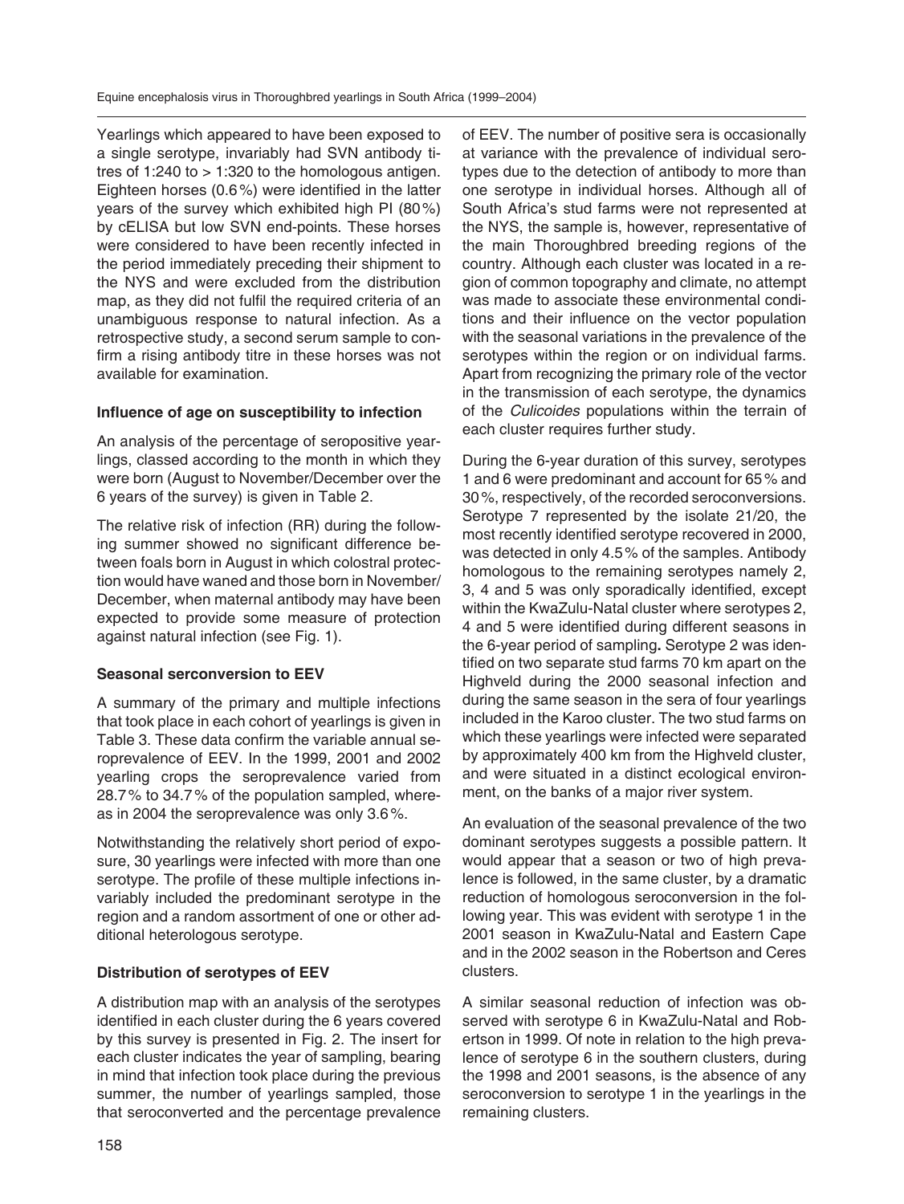Yearlings which appeared to have been exposed to a single serotype, invariably had SVN antibody titres of 1:240 to > 1:320 to the homologous antigen. Eighteen horses (0.6 %) were identified in the latter years of the survey which exhibited high PI (80 %) by cELISA but low SVN end-points. These horses were considered to have been recently infected in the period immediately preceding their shipment to the NYS and were excluded from the distribution map, as they did not fulfil the required criteria of an unambiguous response to natural infection. As a retrospective study, a second serum sample to confirm a rising antibody titre in these horses was not available for examination.

### Influence of age on susceptibility to infection

An analysis of the percentage of seropositive yearlings, classed according to the month in which they were born (August to November/December over the 6 years of the survey) is given in Table 2.

The relative risk of infection (RR) during the following summer showed no significant difference between foals born in August in which colostral protection would have waned and those born in November/December, when maternal antibody may have been expected to provide some measure of protection against natural infection (see Fig. 1).

### Seasonal serconversion to EEV

A summary of the primary and multiple infections that took place in each cohort of yearlings is given in Table 3. These data confirm the variable annual seroprevalence of EEV. In the 1999, 2001 and 2002 yearling crops the seroprevalence varied from 28.7 % to 34.7 % of the population sampled, whereas in 2004 the seroprevalence was only 3.6 %.

Notwithstanding the relatively short period of exposure, 30 yearlings were infected with more than one serotype. The profile of these multiple infections invariably included the predominant serotype in the region and a random assortment of one or other additional heterologous serotype.

### Distribution of serotypes of EEV

A distribution map with an analysis of the serotypes identified in each cluster during the 6 years covered by this survey is presented in Fig. 2. The insert for each cluster indicates the year of sampling, bearing in mind that infection took place during the previous summer, the number of yearlings sampled, those that seroconverted and the percentage prevalence of EEV. The number of positive sera is occasionally at variance with the prevalence of individual serotypes due to the detection of antibody to more than one serotype in individual horses. Although all of South Africa's stud farms were not represented at the NYS, the sample is, however, representative of the main Thoroughbred breeding regions of the country. Although each cluster was located in a region of common topography and climate, no attempt was made to associate these environmental conditions and their influence on the vector population with the seasonal variations in the prevalence of the serotypes within the region or on individual farms. Apart from recognizing the primary role of the vector in the transmission of each serotype, the dynamics of the *Culicoides* populations within the terrain of each cluster requires further study.

During the 6-year duration of this survey, serotypes 1 and 6 were predominant and account for 65 % and 30 %, respectively, of the recorded seroconversions. Serotype 7 represented by the isolate 21/20, the most recently identified serotype recovered in 2000, was detected in only 4.5 % of the samples. Antibody homologous to the remaining serotypes namely 2, 3, 4 and 5 was only sporadically identified, except within the KwaZulu-Natal cluster where serotypes 2, 4 and 5 were identified during different seasons in the 6-year period of sampling**.** Serotype 2 was identified on two separate stud farms 70 km apart on the Highveld during the 2000 seasonal infection and during the same season in the sera of four yearlings included in the Karoo cluster. The two stud farms on which these yearlings were infected were separated by approximately 400 km from the Highveld cluster, and were situated in a distinct ecological environment, on the banks of a major river system.

An evaluation of the seasonal prevalence of the two dominant serotypes suggests a possible pattern. It would appear that a season or two of high prevalence is followed, in the same cluster, by a dramatic reduction of homologous seroconversion in the following year. This was evident with serotype 1 in the 2001 season in KwaZulu-Natal and Eastern Cape and in the 2002 season in the Robertson and Ceres clusters.

A similar seasonal reduction of infection was observed with serotype 6 in KwaZulu-Natal and Robertson in 1999. Of note in relation to the high prevalence of serotype 6 in the southern clusters, during the 1998 and 2001 seasons, is the absence of any seroconversion to serotype 1 in the yearlings in the remaining clusters.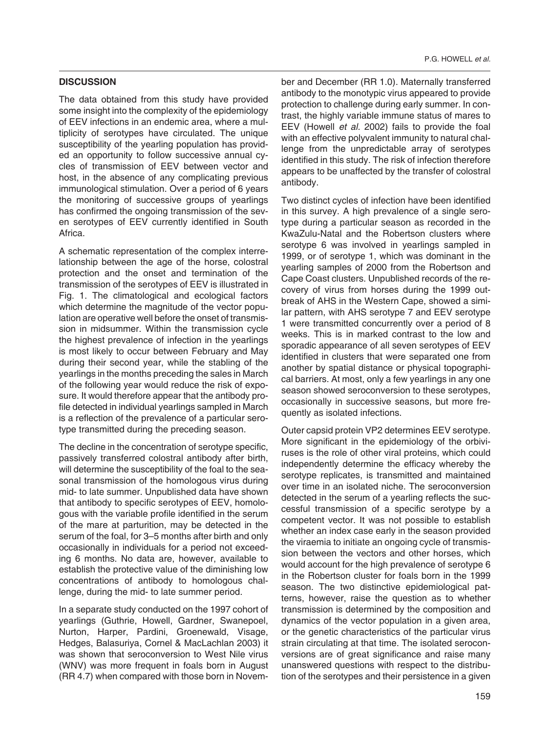## DISCUSSION

The data obtained from this study have provided some insight into the complexity of the epidemiology of EEV infections in an endemic area, where a multiplicity of serotypes have circulated. The unique susceptibility of the yearling population has provided an opportunity to follow successive annual cycles of transmission of EEV between vector and host, in the absence of any complicating previous immunological stimulation. Over a period of 6 years the monitoring of successive groups of yearlings has confirmed the ongoing transmission of the seven serotypes of EEV currently identified in South Africa.

A schematic representation of the complex interrelationship between the age of the horse, colostral protection and the onset and termination of the transmission of the serotypes of EEV is illustrated in Fig. 1. The climatological and ecological factors which determine the magnitude of the vector population are operative well before the onset of transmission in midsummer. Within the transmission cycle the highest prevalence of infection in the yearlings is most likely to occur between February and May during their second year, while the stabling of the yearlings in the months preceding the sales in March of the following year would reduce the risk of exposure. It would therefore appear that the antibody profile detected in individual yearlings sampled in March is a reflection of the prevalence of a particular serotype transmitted during the preceding season.

The decline in the concentration of serotype specific, passively transferred colostral antibody after birth, will determine the susceptibility of the foal to the seasonal transmission of the homologous virus during mid- to late summer. Unpublished data have shown that antibody to specific serotypes of EEV, homologous with the variable profile identified in the serum of the mare at parturition, may be detected in the serum of the foal, for 3–5 months after birth and only occasionally in individuals for a period not exceeding 6 months. No data are, however, available to establish the protective value of the diminishing low concentrations of antibody to homologous challenge, during the mid- to late summer period.

In a separate study conducted on the 1997 cohort of yearlings (Guthrie, Howell, Gardner, Swanepoel, Nurton, Harper, Pardini, Groenewald, Visage, Hedges, Balasuriya, Cornel & MacLachlan 2003) it was shown that seroconversion to West Nile virus (WNV) was more frequent in foals born in August (RR 4.7) when compared with those born in November and December (RR 1.0). Maternally transferred antibody to the monotypic virus appeared to provide protection to challenge during early summer. In contrast, the highly variable immune status of mares to EEV (Howell *et al.* 2002) fails to provide the foal with an effective polyvalent immunity to natural challenge from the unpredictable array of serotypes identified in this study. The risk of infection therefore appears to be unaffected by the transfer of colostral antibody.

Two distinct cycles of infection have been identified in this survey. A high prevalence of a single serotype during a particular season as recorded in the KwaZulu-Natal and the Robertson clusters where serotype 6 was involved in yearlings sampled in 1999, or of serotype 1, which was dominant in the yearling samples of 2000 from the Robertson and Cape Coast clusters. Unpublished records of the recovery of virus from horses during the 1999 outbreak of AHS in the Western Cape, showed a similar pattern, with AHS serotype 7 and EEV serotype 1 were transmitted concurrently over a period of 8 weeks. This is in marked contrast to the low and sporadic appearance of all seven serotypes of EEV identified in clusters that were separated one from another by spatial distance or physical topographical barriers. At most, only a few yearlings in any one season showed seroconversion to these serotypes, occasionally in successive seasons, but more frequently as isolated infections.

Outer capsid protein VP2 determines EEV serotype. More significant in the epidemiology of the orbiviruses is the role of other viral proteins, which could independently determine the efficacy whereby the serotype replicates, is transmitted and maintained over time in an isolated niche. The seroconversion detected in the serum of a yearling reflects the successful transmission of a specific serotype by a competent vector. It was not possible to establish whether an index case early in the season provided the viraemia to initiate an ongoing cycle of transmission between the vectors and other horses, which would account for the high prevalence of serotype 6 in the Robertson cluster for foals born in the 1999 season. The two distinctive epidemiological patterns, however, raise the question as to whether transmission is determined by the composition and dynamics of the vector population in a given area, or the genetic characteristics of the particular virus strain circulating at that time. The isolated seroconversions are of great significance and raise many unanswered questions with respect to the distribution of the serotypes and their persistence in a given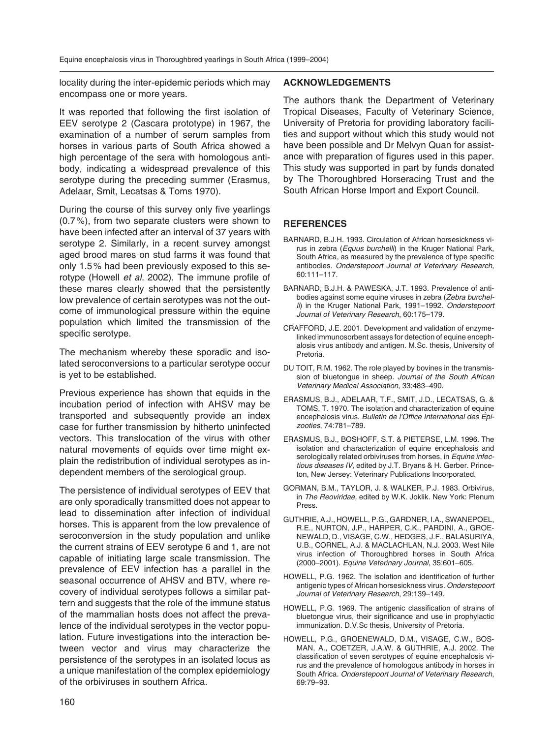locality during the inter-epidemic periods which may encompass one or more years.

It was reported that following the first isolation of EEV serotype 2 (Cascara prototype) in 1967, the examination of a number of serum samples from horses in various parts of South Africa showed a high percentage of the sera with homologous antibody, indicating a widespread prevalence of this serotype during the preceding summer (Erasmus, Adelaar, Smit, Lecatsas & Toms 1970).

During the course of this survey only five yearlings (0.7 %), from two separate clusters were shown to have been infected after an interval of 37 years with serotype 2. Similarly, in a recent survey amongst aged brood mares on stud farms it was found that only 1.5 % had been previously exposed to this serotype (Howell *et al.* 2002). The immune profile of these mares clearly showed that the persistently low prevalence of certain serotypes was not the outcome of immunological pressure within the equine population which limited the transmission of the specific serotype.

The mechanism whereby these sporadic and isolated seroconversions to a particular serotype occur is yet to be established.

Previous experience has shown that equids in the incubation period of infection with AHSV may be transported and subsequently provide an index case for further transmission by hitherto uninfected vectors. This translocation of the virus with other natural movements of equids over time might explain the redistribution of individual serotypes as independent members of the serological group.

The persistence of individual serotypes of EEV that are only sporadically transmitted does not appear to lead to dissemination after infection of individual horses. This is apparent from the low prevalence of seroconversion in the study population and unlike the current strains of EEV serotype 6 and 1, are not capable of initiating large scale transmission. The prevalence of EEV infection has a parallel in the seasonal occurrence of AHSV and BTV, where recovery of individual serotypes follows a similar pattern and suggests that the role of the immune status of the mammalian hosts does not affect the prevalence of the individual serotypes in the vector population. Future investigations into the interaction between vector and virus may characterize the persistence of the serotypes in an isolated locus as a unique manifestation of the complex epidemiology of the orbiviruses in southern Africa.

## ACKNOWLEDGEMENTS

The authors thank the Department of Veterinary Tropical Diseases, Faculty of Veterinary Science, University of Pretoria for providing laboratory facilities and support without which this study would not have been possible and Dr Melvyn Quan for assistance with preparation of figures used in this paper. This study was supported in part by funds donated by The Thoroughbred Horseracing Trust and the South African Horse Import and Export Council.

## REFERENCES

BARNARD, B.J.H. 1993. Circulation of African horsesickness virus in zebra (*Equus burchelli*) in the Kruger National Park, South Africa, as measured by the prevalence of type specific antibodies. *Onderstepoort Journal of Veterinary Research*, 60:111–117.

BARNARD, B.J.H. & PAWESKA, J.T. 1993. Prevalence of antibodies against some equine viruses in zebra (*Zebra burchelli*) in the Kruger National Park, 1991–1992. *Onderstepoort Journal of Veterinary Research*, 60:175–179.

CRAFFORD, J.E. 2001. Development and validation of enzyme-linked immunosorbent assays for detection of equine encephalosis virus antibody and antigen. M.Sc. thesis, University of Pretoria.

DU TOIT, R.M. 1962. The role played by bovines in the transmission of bluetongue in sheep. *Journal of the South African Veterinary Medical Association*, 33:483–490.

ERASMUS, B.J., ADELAAR, T.F., SMIT, J.D., LECATSAS, G. & TOMS, T. 1970. The isolation and characterization of equine encephalosis virus. *Bulletin de l'Office International des Épizooties*, 74:781–789.

ERASMUS, B.J., BOSHOFF, S.T. & PIETERSE, L.M. 1996. The isolation and characterization of equine encephalosis and serologically related orbiviruses from horses, in *Equine infectious diseases IV*, edited by J.T. Bryans & H. Gerber. Princeton, New Jersey: Veterinary Publications Incorporated.

GORMAN, B.M., TAYLOR, J. & WALKER, P.J. 1983. Orbivirus, in *The Reoviridae,* edited by W.K. Joklik. New York: Plenum Press.

GUTHRIE, A.J., HOWELL, P.G., GARDNER, I.A., SWANEPOEL, R.E., NURTON, J.P., HARPER, C.K., PARDINI, A., GROENEWALD, D., VISAGE, C.W., HEDGES, J.F., BALASURIYA, U.B., CORNEL, A.J. & MACLACHLAN, N.J. 2003. West Nile virus infection of Thoroughbred horses in South Africa (2000–2001). *Equine Veterinary Journal*, 35:601–605.

HOWELL, P.G. 1962. The isolation and identification of further antigenic types of African horsesickness virus. *Onderstepoort Journal of Veterinary Research*, 29:139–149.

HOWELL, P.G. 1969. The antigenic classification of strains of bluetongue virus, their significance and use in prophylactic immunization. D.V.Sc thesis, University of Pretoria.

HOWELL, P.G., GROENEWALD, D.M., VISAGE, C.W., BOSMAN, A., COETZER, J.A.W. & GUTHRIE, A.J. 2002. The classification of seven serotypes of equine encephalosis virus and the prevalence of homologous antibody in horses in South Africa. *Onderstepoort Journal of Veterinary Research*, 69:79–93.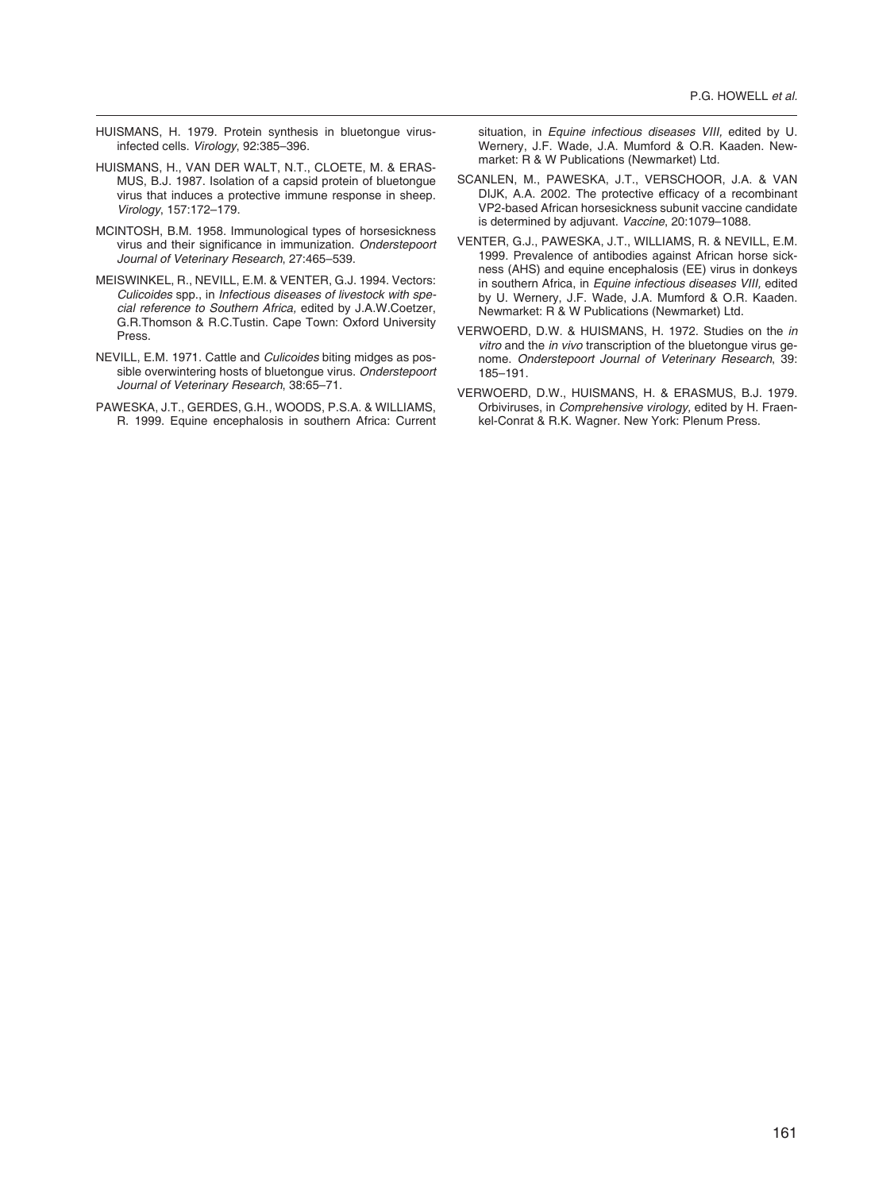HUISMANS, H. 1979. Protein synthesis in bluetongue virus-infected cells. *Virology*, 92:385–396.

HUISMANS, H., VAN DER WALT, N.T., CLOETE, M. & ERASMUS, B.J. 1987. Isolation of a capsid protein of bluetongue virus that induces a protective immune response in sheep. *Virology*, 157:172–179.

MCINTOSH, B.M. 1958. Immunological types of horsesickness virus and their significance in immunization. *Onderstepoort Journal of Veterinary Research*, 27:465–539.

MEISWINKEL, R., NEVILL, E.M. & VENTER, G.J. 1994. Vectors: *Culicoides* spp., in *Infectious diseases of livestock with special reference to Southern Africa,* edited by J.A.W.Coetzer, G.R.Thomson & R.C.Tustin. Cape Town: Oxford University Press.

NEVILL, E.M. 1971. Cattle and *Culicoides* biting midges as possible overwintering hosts of bluetongue virus. *Onderstepoort Journal of Veterinary Research*, 38:65–71.

PAWESKA, J.T., GERDES, G.H., WOODS, P.S.A. & WILLIAMS, R. 1999. Equine encephalosis in southern Africa: Current situation, in *Equine infectious diseases VIII,* edited by U. Wernery, J.F. Wade, J.A. Mumford & O.R. Kaaden. Newmarket: R & W Publications (Newmarket) Ltd.

SCANLEN, M., PAWESKA, J.T., VERSCHOOR, J.A. & VAN DIJK, A.A. 2002. The protective efficacy of a recombinant VP2-based African horsesickness subunit vaccine candidate is determined by adjuvant. *Vaccine*, 20:1079–1088.

VENTER, G.J., PAWESKA, J.T., WILLIAMS, R. & NEVILL, E.M. 1999. Prevalence of antibodies against African horse sickness (AHS) and equine encephalosis (EE) virus in donkeys in southern Africa, in *Equine infectious diseases VIII,* edited by U. Wernery, J.F. Wade, J.A. Mumford & O.R. Kaaden. Newmarket: R & W Publications (Newmarket) Ltd.

VERWOERD, D.W. & HUISMANS, H. 1972. Studies on the *in vitro* and the *in vivo* transcription of the bluetongue virus genome. *Onderstepoort Journal of Veterinary Research*, 39: 185–191.

VERWOERD, D.W., HUISMANS, H. & ERASMUS, B.J. 1979. Orbiviruses, in *Comprehensive virology,* edited by H. Fraenkel-Conrat & R.K. Wagner. New York: Plenum Press.